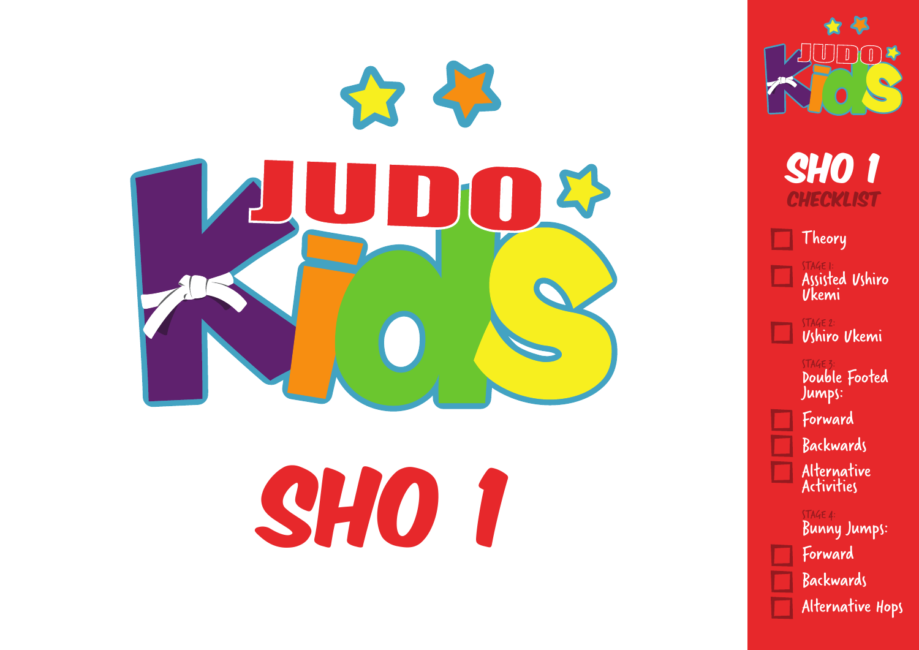# JUDO Kids

# SHO 1

## SHO 1 CHECKLIST

- [ ] Theory
- [ ] STAGE 1: Assisted Ushiro Ukemi
- [ ] STAGE 2: Ushiro Ukemi

STAGE 3: Double Footed Jumps:

- [ ] Forward
- [ ] Backwards
- [ ] Alternative Activities

STAGE 4: Bunny Jumps:

- [ ] Forward
- [ ] Backwards
- [ ] Alternative Hops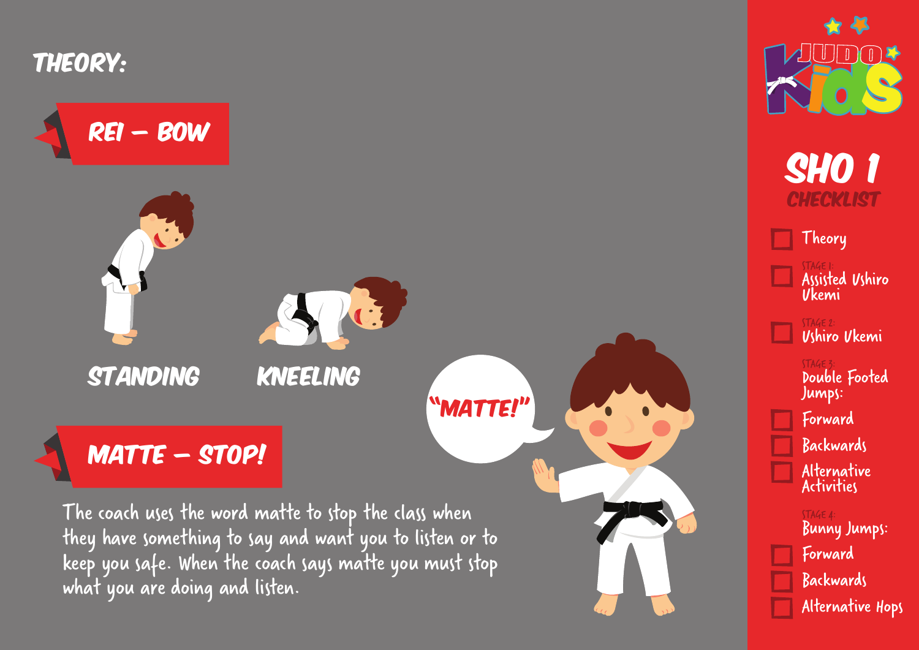# THEORY:

## REI – BOW

STANDING

KNEELING

## MATTE – STOP!

"MATTE!"

The coach uses the word matte to stop the class when they have something to say and want you to listen or to keep you safe. When the coach says matte you must stop what you are doing and listen.

JUDO Kids

## SHO 1

### CHECKLIST

- [ ] Theory
- [ ] STAGE 1: Assisted Ushiro Ukemi
- [ ] STAGE 2: Ushiro Ukemi

STAGE 3: Double Footed Jumps:

- [ ] Forward
- [ ] Backwards
- [ ] Alternative Activities

STAGE 4: Bunny Jumps:

- [ ] Forward
- [ ] Backwards
- [ ] Alternative Hops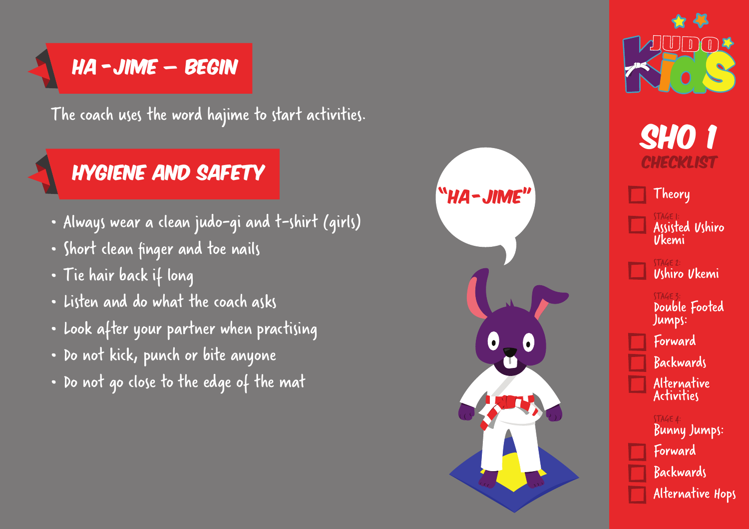## HA-JIME – BEGIN

The coach uses the word hajime to start activities.

## HYGIENE AND SAFETY

- Always wear a clean judo-gi and t-shirt (girls)
- Short clean finger and toe nails
- Tie hair back if long
- Listen and do what the coach asks
- Look after your partner when practising
- Do not kick, punch or bite anyone
- Do not go close to the edge of the mat

"HA-JIME"

## SHO 1 CHECKLIST

- [ ] Theory
- [ ] STAGE 1: Assisted Ushiro Ukemi
- [ ] STAGE 2: Ushiro Ukemi

STAGE 3: Double Footed Jumps:

- [ ] Forward
- [ ] Backwards
- [ ] Alternative Activities

STAGE 4: Bunny Jumps:

- [ ] Forward
- [ ] Backwards
- [ ] Alternative Hops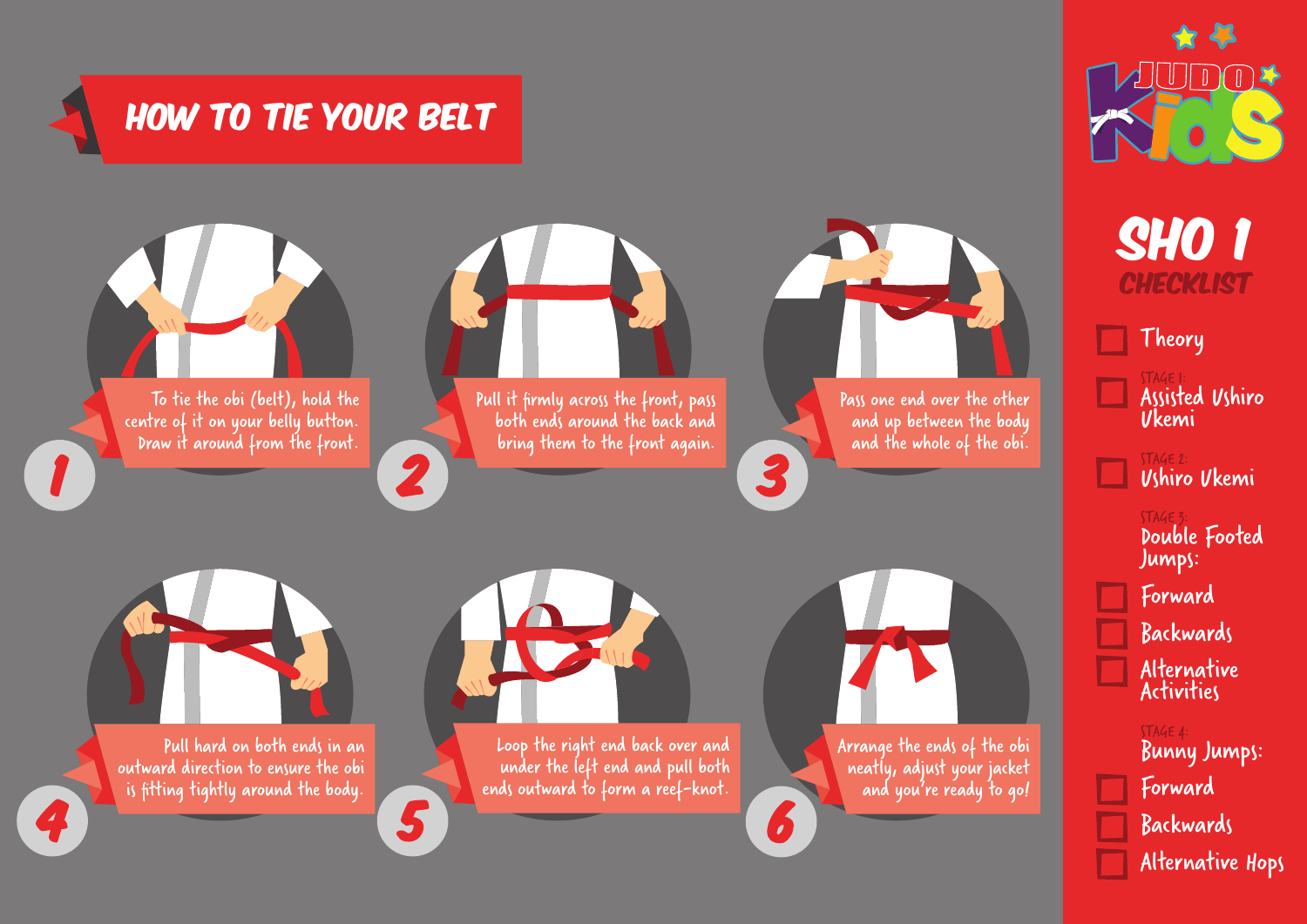# HOW TO TIE YOUR BELT

1. To tie the obi (belt), hold the centre of it on your belly button. Draw it around from the front.

2. Pull it firmly across the front, pass both ends around the back and bring them to the front again.

3. Pass one end over the other and up between the body and the whole of the obi.

4. Pull hard on both ends in an outward direction to ensure the obi is fitting tightly around the body.

5. Loop the right end back over and under the left end and pull both ends outward to form a reef-knot.

6. Arrange the ends of the obi neatly, adjust your jacket and you're ready to go!

JUDO Kids

## SHO 1

### CHECKLIST

- [ ] Theory

STAGE 1:
- [ ] Assisted Ushiro Ukemi

STAGE 2:
- [ ] Ushiro Ukemi

STAGE 3:
Double Footed Jumps:
- [ ] Forward
- [ ] Backwards
- [ ] Alternative Activities

STAGE 4:
Bunny Jumps:
- [ ] Forward
- [ ] Backwards
- [ ] Alternative Hops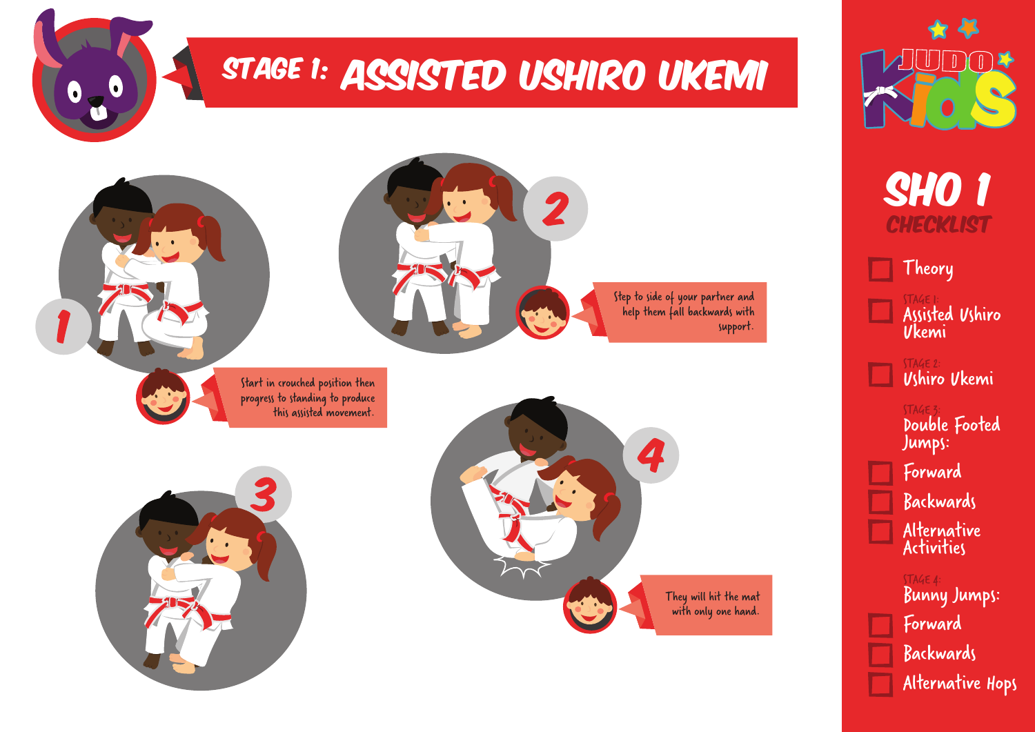# STAGE 1: ASSISTED USHIRO UKEMI

**1**

Start in crouched position then progress to standing to produce this assisted movement.

**2**

Step to side of your partner and help them fall backwards with support.

**3**

**4**

They will hit the mat with only one hand.

---

JUDO Kids

## SHO 1

### CHECKLIST

- [ ] Theory
- [ ] STAGE 1: Assisted Ushiro Ukemi
- [ ] STAGE 2: Ushiro Ukemi

STAGE 3: Double Footed Jumps:

- [ ] Forward
- [ ] Backwards
- [ ] Alternative Activities

STAGE 4: Bunny Jumps:

- [ ] Forward
- [ ] Backwards
- [ ] Alternative Hops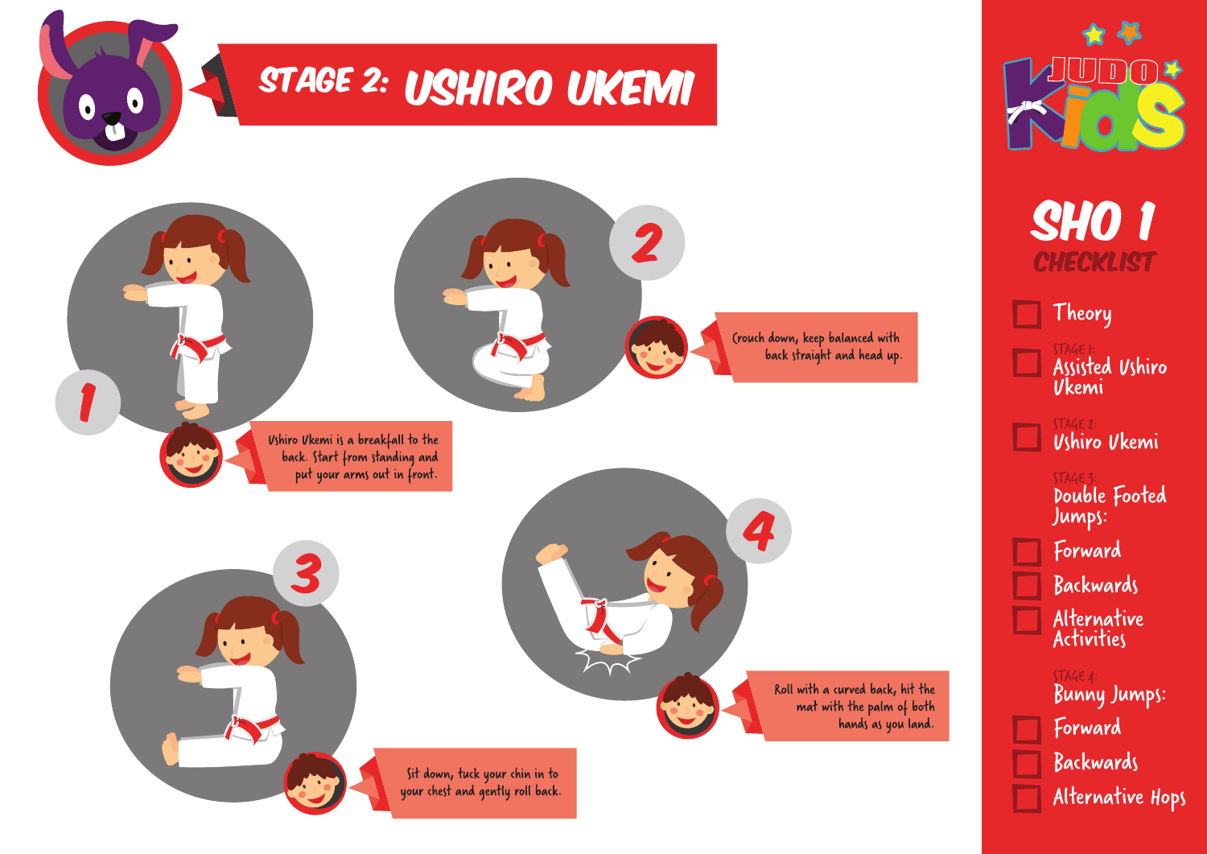# STAGE 2: USHIRO UKEMI

1. Ushiro Ukemi is a breakfall to the back. Start from standing and put your arms out in front.

2. Crouch down, keep balanced with back straight and head up.

3. Sit down, tuck your chin in to your chest and gently roll back.

4. Roll with a curved back, hit the mat with the palm of both hands as you land.

## JUDO Kids

## SHO 1 CHECKLIST

- [ ] Theory
- [ ] STAGE 1: Assisted Ushiro Ukemi
- [ ] STAGE 2: Ushiro Ukemi

STAGE 3: Double Footed Jumps:

- [ ] Forward
- [ ] Backwards
- [ ] Alternative Activities

STAGE 4: Bunny Jumps:

- [ ] Forward
- [ ] Backwards
- [ ] Alternative Hops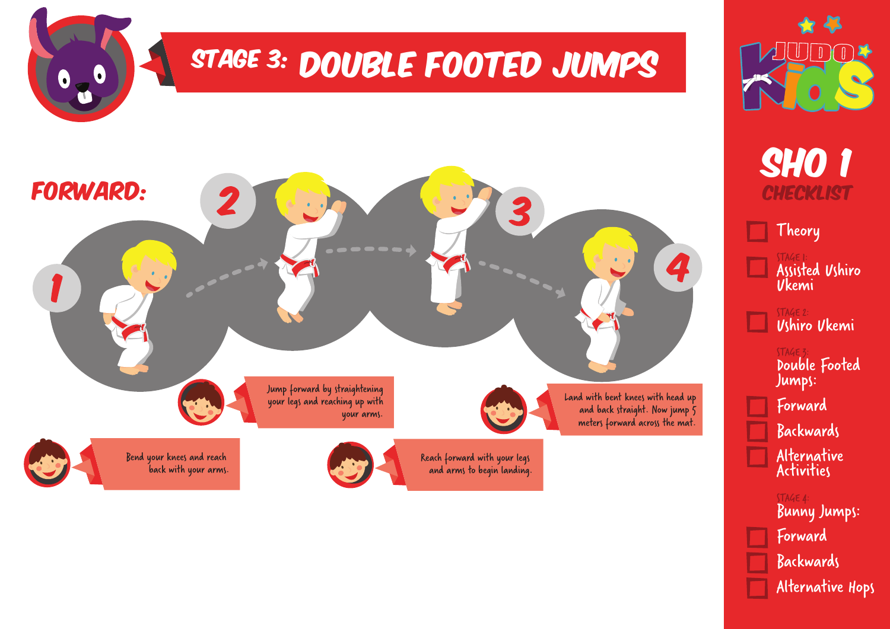# STAGE 3: DOUBLE FOOTED JUMPS

## FORWARD:

1. Bend your knees and reach back with your arms.
2. Jump forward by straightening your legs and reaching up with your arms.
3. Reach forward with your legs and arms to begin landing.
4. Land with bent knees with head up and back straight. Now jump 5 meters forward across the mat.

---

**JUDO Kids**

## SHO 1

### CHECKLIST

- [ ] Theory
- [ ] STAGE 1: Assisted Ushiro Ukemi
- [ ] STAGE 2: Ushiro Ukemi

STAGE 3: Double Footed Jumps:

- [ ] Forward
- [ ] Backwards
- [ ] Alternative Activities

STAGE 4: Bunny Jumps:

- [ ] Forward
- [ ] Backwards
- [ ] Alternative Hops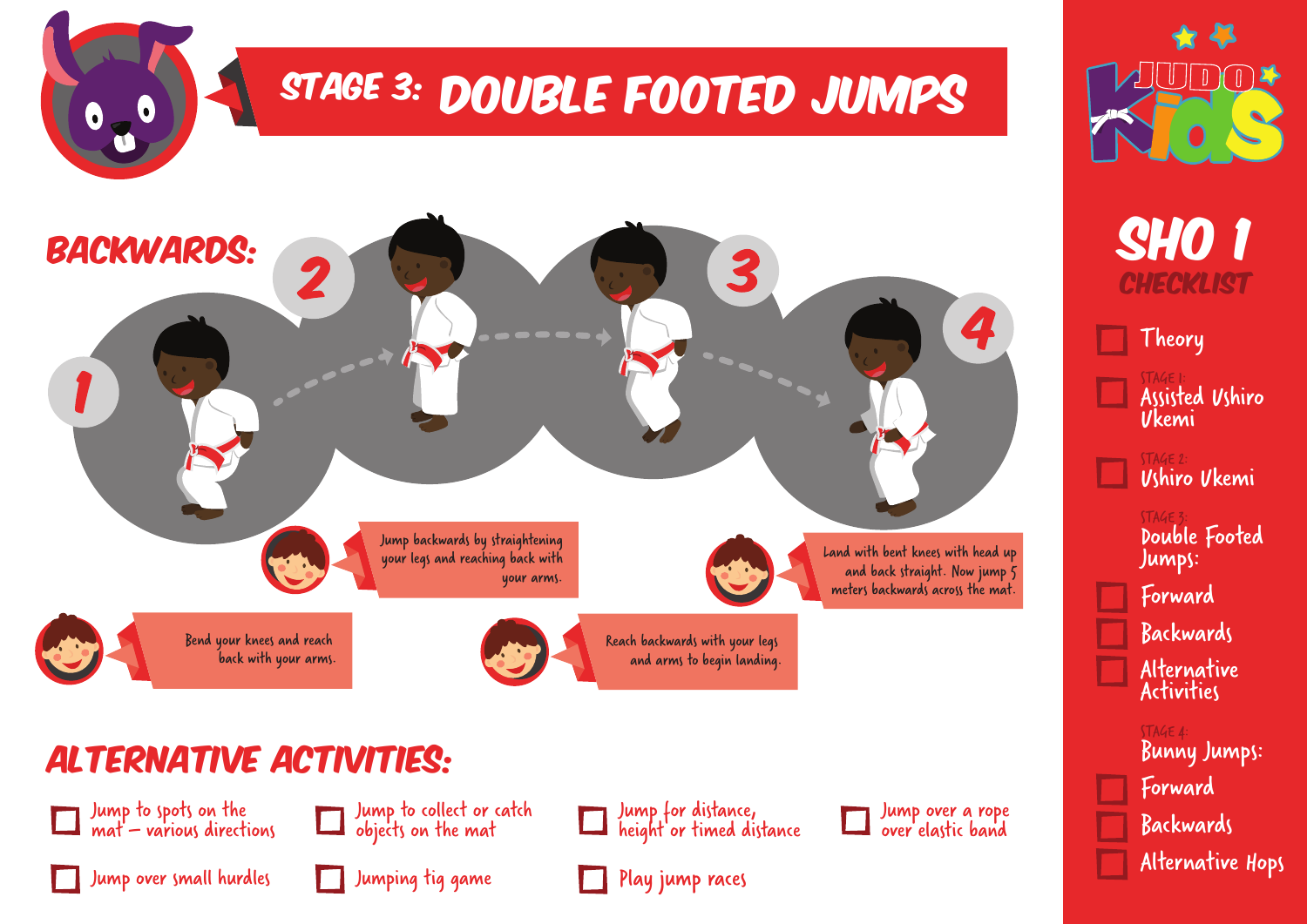# STAGE 3: DOUBLE FOOTED JUMPS

## BACKWARDS:

1. Bend your knees and reach back with your arms.
2. Jump backwards by straightening your legs and reaching back with your arms.
3. Reach backwards with your legs and arms to begin landing.
4. Land with bent knees with head up and back straight. Now jump 5 meters backwards across the mat.

## ALTERNATIVE ACTIVITIES:

- [ ] Jump to spots on the mat – various directions
- [ ] Jump to collect or catch objects on the mat
- [ ] Jump for distance, height or timed distance
- [ ] Jump over a rope over elastic band
- [ ] Jump over small hurdles
- [ ] Jumping tig game
- [ ] Play jump races

---

JUDO Kids

## SHO 1
### CHECKLIST

- [ ] Theory
- [ ] STAGE 1: Assisted Ushiro Ukemi
- [ ] STAGE 2: Ushiro Ukemi

STAGE 3: Double Footed Jumps:
- [ ] Forward
- [ ] Backwards
- [ ] Alternative Activities

STAGE 4: Bunny Jumps:
- [ ] Forward
- [ ] Backwards
- [ ] Alternative Hops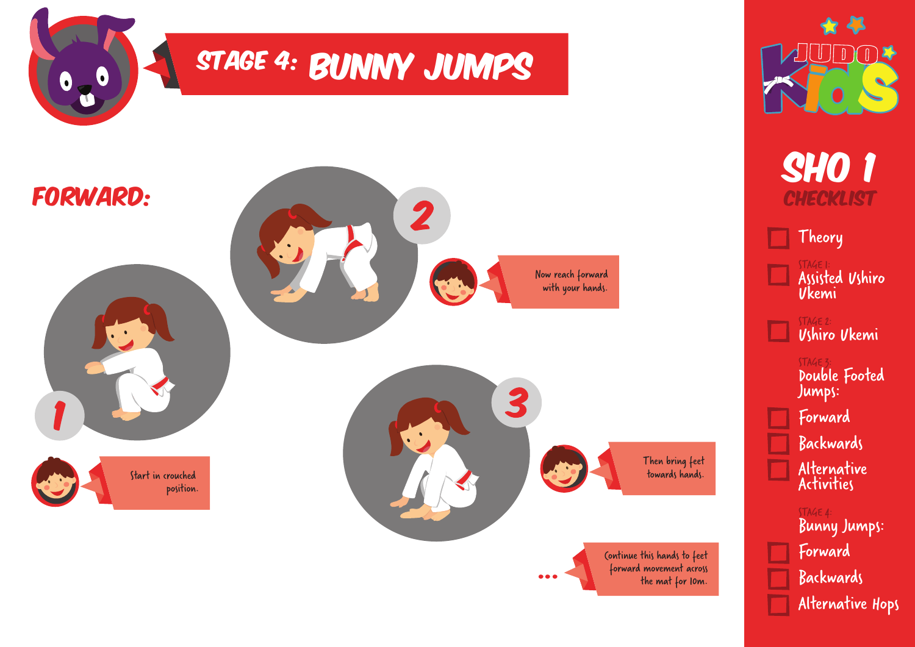# STAGE 4: BUNNY JUMPS

## FORWARD:

1. Start in crouched position.
2. Now reach forward with your hands.
3. Then bring feet towards hands.

... Continue this hands to feet forward movement across the mat for 10m.

---

**JUDO Kids**

## SHO 1 CHECKLIST

- [ ] Theory
- [ ] STAGE 1: Assisted Ushiro Ukemi
- [ ] STAGE 2: Ushiro Ukemi

STAGE 3: Double Footed Jumps:

- [ ] Forward
- [ ] Backwards
- [ ] Alternative Activities

STAGE 4: Bunny Jumps:

- [ ] Forward
- [ ] Backwards
- [ ] Alternative Hops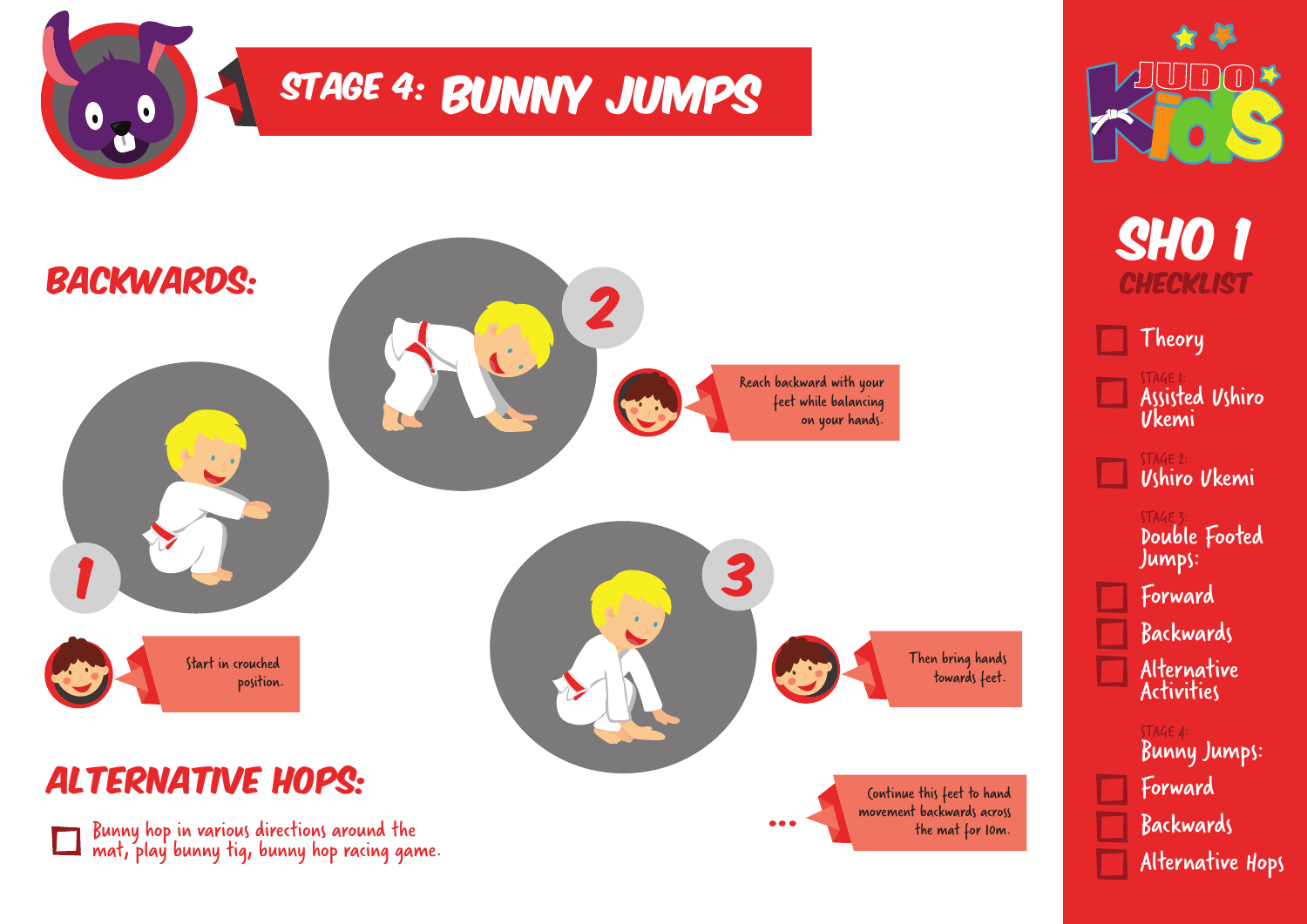# STAGE 4: BUNNY JUMPS

## BACKWARDS:

1. Start in crouched position.
2. Reach backward with your feet while balancing on your hands.
3. Then bring hands towards feet.

... Continue this feet to hand movement backwards across the mat for 10m.

## ALTERNATIVE HOPS:

- [ ] Bunny hop in various directions around the mat, play bunny tig, bunny hop racing game.

---

JUDO Kids

## SHO 1 CHECKLIST

- [ ] Theory
- [ ] STAGE 1: Assisted Ushiro Ukemi
- [ ] STAGE 2: Ushiro Ukemi

STAGE 3: Double Footed Jumps:
- [ ] Forward
- [ ] Backwards
- [ ] Alternative Activities

STAGE 4: Bunny Jumps:
- [ ] Forward
- [ ] Backwards
- [ ] Alternative Hops